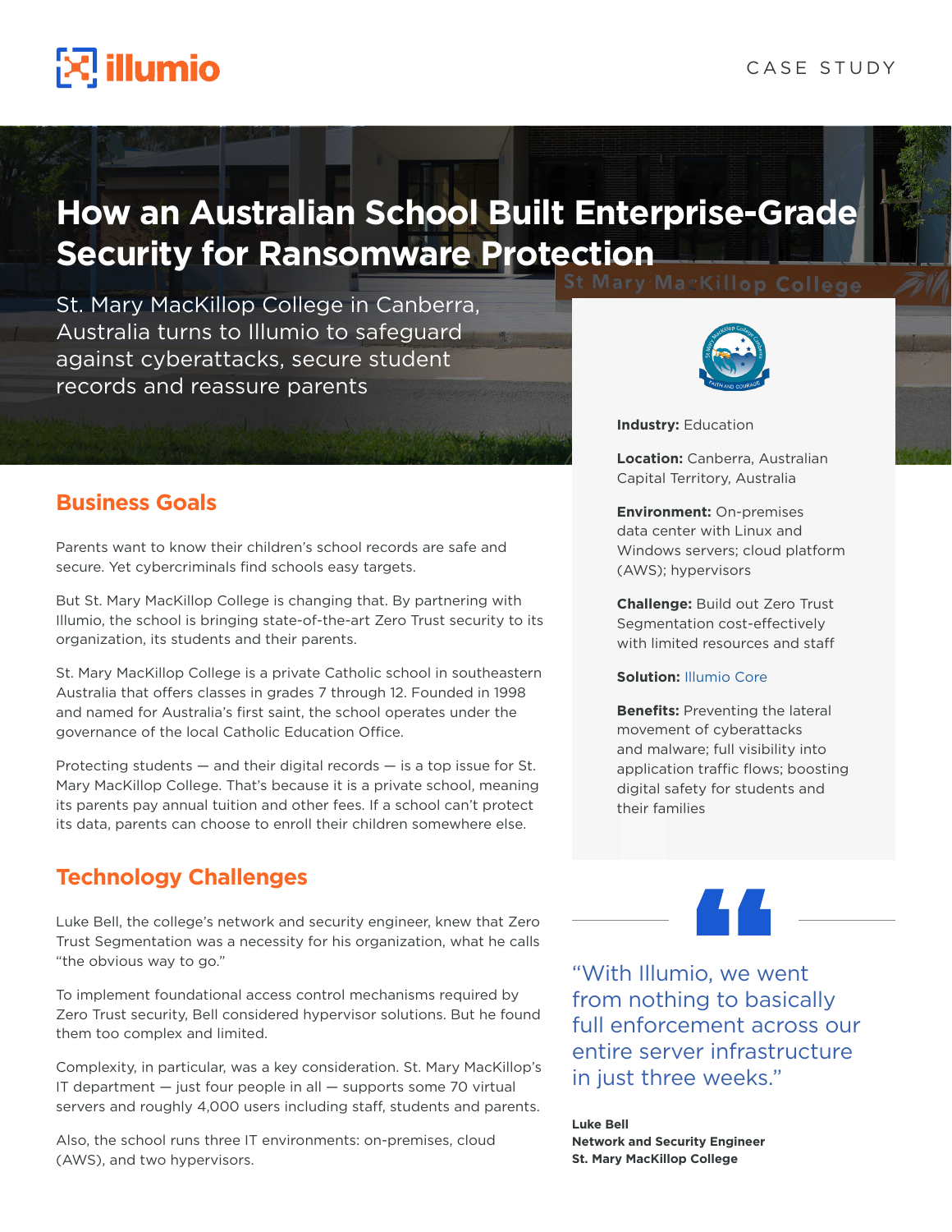illumio

CASE STUDY

# How an Australian School Built Enterprise-Grade Security for Ransomware Protection

St. Mary MacKillop College in Canberra, Australia turns to Illumio to safeguard against cyberattacks, secure student records and reassure parents

**Industry:** Education

**Location:** Canberra, Australian Capital Territory, Australia

**Environment:** On-premises data center with Linux and Windows servers; cloud platform (AWS); hypervisors

**Challenge:** Build out Zero Trust Segmentation cost-effectively with limited resources and staff

**Solution:** Illumio Core

**Benefits:** Preventing the lateral movement of cyberattacks and malware; full visibility into application traffic flows; boosting digital safety for students and their families

## Business Goals

Parents want to know their children's school records are safe and secure. Yet cybercriminals find schools easy targets.

But St. Mary MacKillop College is changing that. By partnering with Illumio, the school is bringing state-of-the-art Zero Trust security to its organization, its students and their parents.

St. Mary MacKillop College is a private Catholic school in southeastern Australia that offers classes in grades 7 through 12. Founded in 1998 and named for Australia's first saint, the school operates under the governance of the local Catholic Education Office.

Protecting students — and their digital records — is a top issue for St. Mary MacKillop College. That's because it is a private school, meaning its parents pay annual tuition and other fees. If a school can't protect its data, parents can choose to enroll their children somewhere else.

## Technology Challenges

Luke Bell, the college's network and security engineer, knew that Zero Trust Segmentation was a necessity for his organization, what he calls "the obvious way to go."

To implement foundational access control mechanisms required by Zero Trust security, Bell considered hypervisor solutions. But he found them too complex and limited.

Complexity, in particular, was a key consideration. St. Mary MacKillop's IT department — just four people in all — supports some 70 virtual servers and roughly 4,000 users including staff, students and parents.

Also, the school runs three IT environments: on-premises, cloud (AWS), and two hypervisors.

> "With Illumio, we went from nothing to basically full enforcement across our entire server infrastructure in just three weeks."
>
> **Luke Bell**
> **Network and Security Engineer**
> **St. Mary MacKillop College**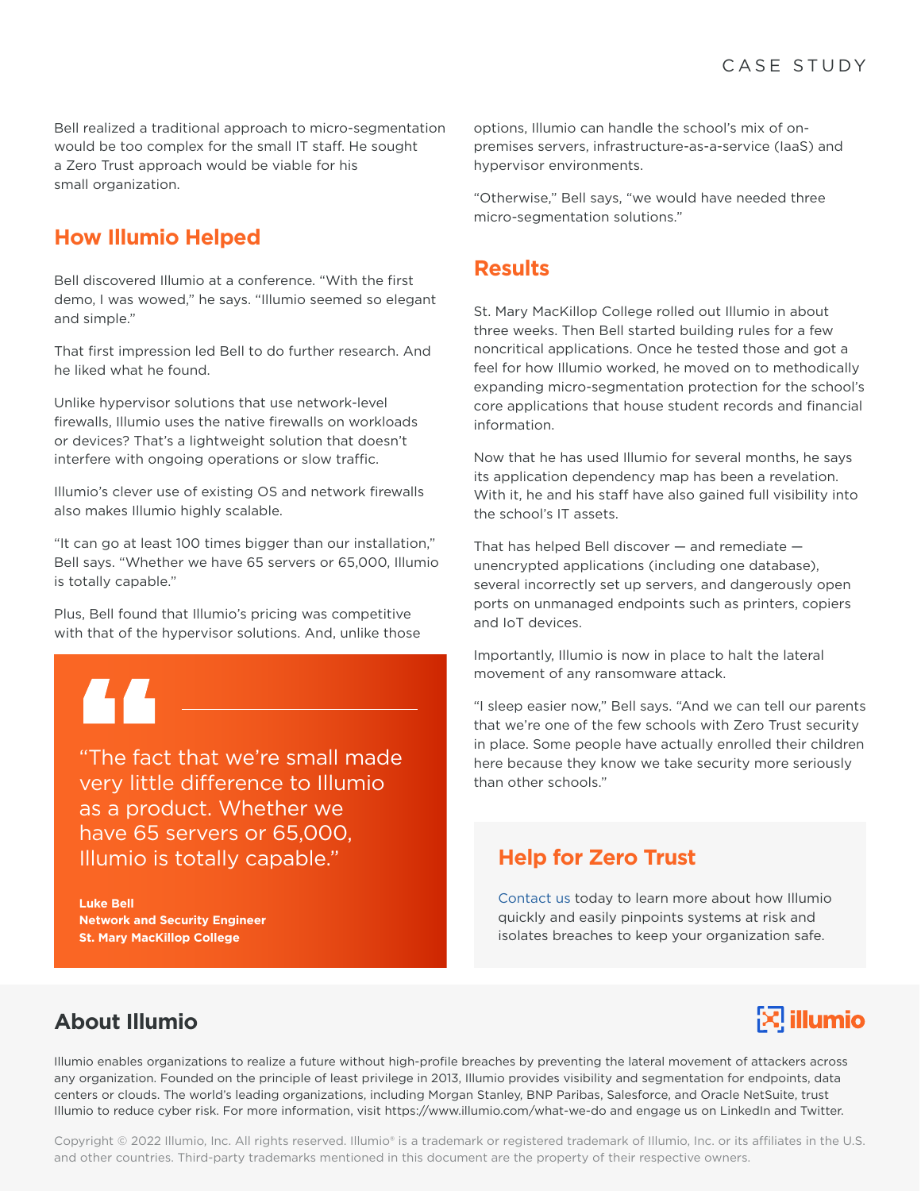Bell realized a traditional approach to micro-segmentation would be too complex for the small IT staff. He sought a Zero Trust approach would be viable for his small organization.

## How Illumio Helped

Bell discovered Illumio at a conference. “With the first demo, I was wowed,” he says. “Illumio seemed so elegant and simple.”

That first impression led Bell to do further research. And he liked what he found.

Unlike hypervisor solutions that use network-level firewalls, Illumio uses the native firewalls on workloads or devices? That’s a lightweight solution that doesn’t interfere with ongoing operations or slow traffic.

Illumio’s clever use of existing OS and network firewalls also makes Illumio highly scalable.

“It can go at least 100 times bigger than our installation,” Bell says. “Whether we have 65 servers or 65,000, Illumio is totally capable.”

Plus, Bell found that Illumio’s pricing was competitive with that of the hypervisor solutions. And, unlike those options, Illumio can handle the school’s mix of on-premises servers, infrastructure-as-a-service (IaaS) and hypervisor environments.

“Otherwise,” Bell says, “we would have needed three micro-segmentation solutions.”

> “The fact that we’re small made very little difference to Illumio as a product. Whether we have 65 servers or 65,000, Illumio is totally capable.”
>
> **Luke Bell**
> **Network and Security Engineer**
> **St. Mary MacKillop College**

## Results

St. Mary MacKillop College rolled out Illumio in about three weeks. Then Bell started building rules for a few noncritical applications. Once he tested those and got a feel for how Illumio worked, he moved on to methodically expanding micro-segmentation protection for the school’s core applications that house student records and financial information.

Now that he has used Illumio for several months, he says its application dependency map has been a revelation. With it, he and his staff have also gained full visibility into the school’s IT assets.

That has helped Bell discover — and remediate — unencrypted applications (including one database), several incorrectly set up servers, and dangerously open ports on unmanaged endpoints such as printers, copiers and IoT devices.

Importantly, Illumio is now in place to halt the lateral movement of any ransomware attack.

“I sleep easier now,” Bell says. “And we can tell our parents that we’re one of the few schools with Zero Trust security in place. Some people have actually enrolled their children here because they know we take security more seriously than other schools.”

## Help for Zero Trust

Contact us today to learn more about how Illumio quickly and easily pinpoints systems at risk and isolates breaches to keep your organization safe.

## About Illumio

Illumio enables organizations to realize a future without high-profile breaches by preventing the lateral movement of attackers across any organization. Founded on the principle of least privilege in 2013, Illumio provides visibility and segmentation for endpoints, data centers or clouds. The world’s leading organizations, including Morgan Stanley, BNP Paribas, Salesforce, and Oracle NetSuite, trust Illumio to reduce cyber risk. For more information, visit https://www.illumio.com/what-we-do and engage us on LinkedIn and Twitter.

Copyright © 2022 Illumio, Inc. All rights reserved. Illumio® is a trademark or registered trademark of Illumio, Inc. or its affiliates in the U.S. and other countries. Third-party trademarks mentioned in this document are the property of their respective owners.